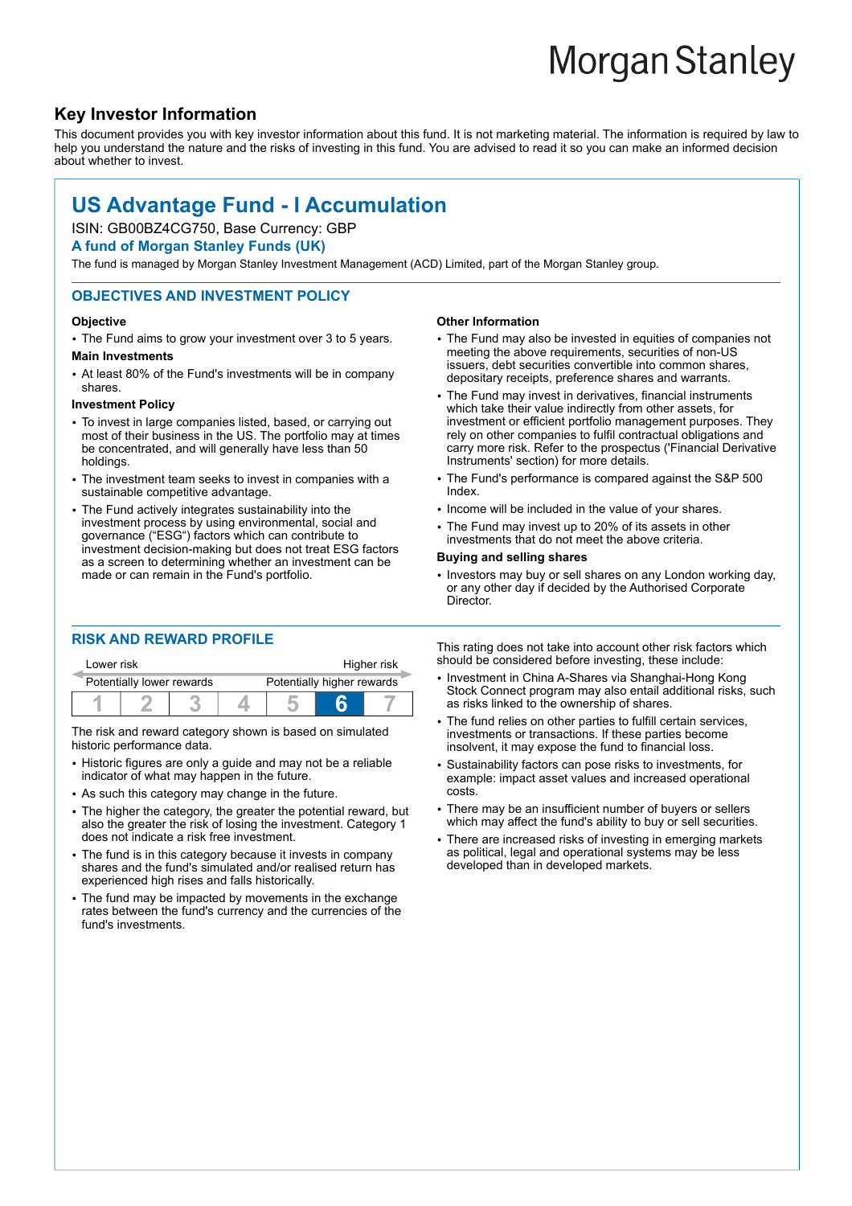Morgan Stanley

## Key Investor Information

This document provides you with key investor information about this fund. It is not marketing material. The information is required by law to help you understand the nature and the risks of investing in this fund. You are advised to read it so you can make an informed decision about whether to invest.

# US Advantage Fund - I Accumulation

ISIN: GB00BZ4CG750, Base Currency: GBP

**A fund of Morgan Stanley Funds (UK)**

The fund is managed by Morgan Stanley Investment Management (ACD) Limited, part of the Morgan Stanley group.

## OBJECTIVES AND INVESTMENT POLICY

**Objective**

- The Fund aims to grow your investment over 3 to 5 years.

**Main Investments**

- At least 80% of the Fund's investments will be in company shares.

**Investment Policy**

- To invest in large companies listed, based, or carrying out most of their business in the US. The portfolio may at times be concentrated, and will generally have less than 50 holdings.
- The investment team seeks to invest in companies with a sustainable competitive advantage.
- The Fund actively integrates sustainability into the investment process by using environmental, social and governance ("ESG") factors which can contribute to investment decision-making but does not treat ESG factors as a screen to determining whether an investment can be made or can remain in the Fund's portfolio.

**Other Information**

- The Fund may also be invested in equities of companies not meeting the above requirements, securities of non-US issuers, debt securities convertible into common shares, depositary receipts, preference shares and warrants.
- The Fund may invest in derivatives, financial instruments which take their value indirectly from other assets, for investment or efficient portfolio management purposes. They rely on other companies to fulfil contractual obligations and carry more risk. Refer to the prospectus ('Financial Derivative Instruments' section) for more details.
- The Fund's performance is compared against the S&P 500 Index.
- Income will be included in the value of your shares.
- The Fund may invest up to 20% of its assets in other investments that do not meet the above criteria.

**Buying and selling shares**

- Investors may buy or sell shares on any London working day, or any other day if decided by the Authorised Corporate Director.

## RISK AND REWARD PROFILE

| Lower risk | | | | | | Higher risk |
|---|---|---|---|---|---|---|
| Potentially lower rewards | | | | | | Potentially higher rewards |
| 1 | 2 | 3 | 4 | 5 | **6** | 7 |

The risk and reward category shown is based on simulated historic performance data.

- Historic figures are only a guide and may not be a reliable indicator of what may happen in the future.
- As such this category may change in the future.
- The higher the category, the greater the potential reward, but also the greater the risk of losing the investment. Category 1 does not indicate a risk free investment.
- The fund is in this category because it invests in company shares and the fund's simulated and/or realised return has experienced high rises and falls historically.
- The fund may be impacted by movements in the exchange rates between the fund's currency and the currencies of the fund's investments.

This rating does not take into account other risk factors which should be considered before investing, these include:

- Investment in China A-Shares via Shanghai-Hong Kong Stock Connect program may also entail additional risks, such as risks linked to the ownership of shares.
- The fund relies on other parties to fulfill certain services, investments or transactions. If these parties become insolvent, it may expose the fund to financial loss.
- Sustainability factors can pose risks to investments, for example: impact asset values and increased operational costs.
- There may be an insufficient number of buyers or sellers which may affect the fund's ability to buy or sell securities.
- There are increased risks of investing in emerging markets as political, legal and operational systems may be less developed than in developed markets.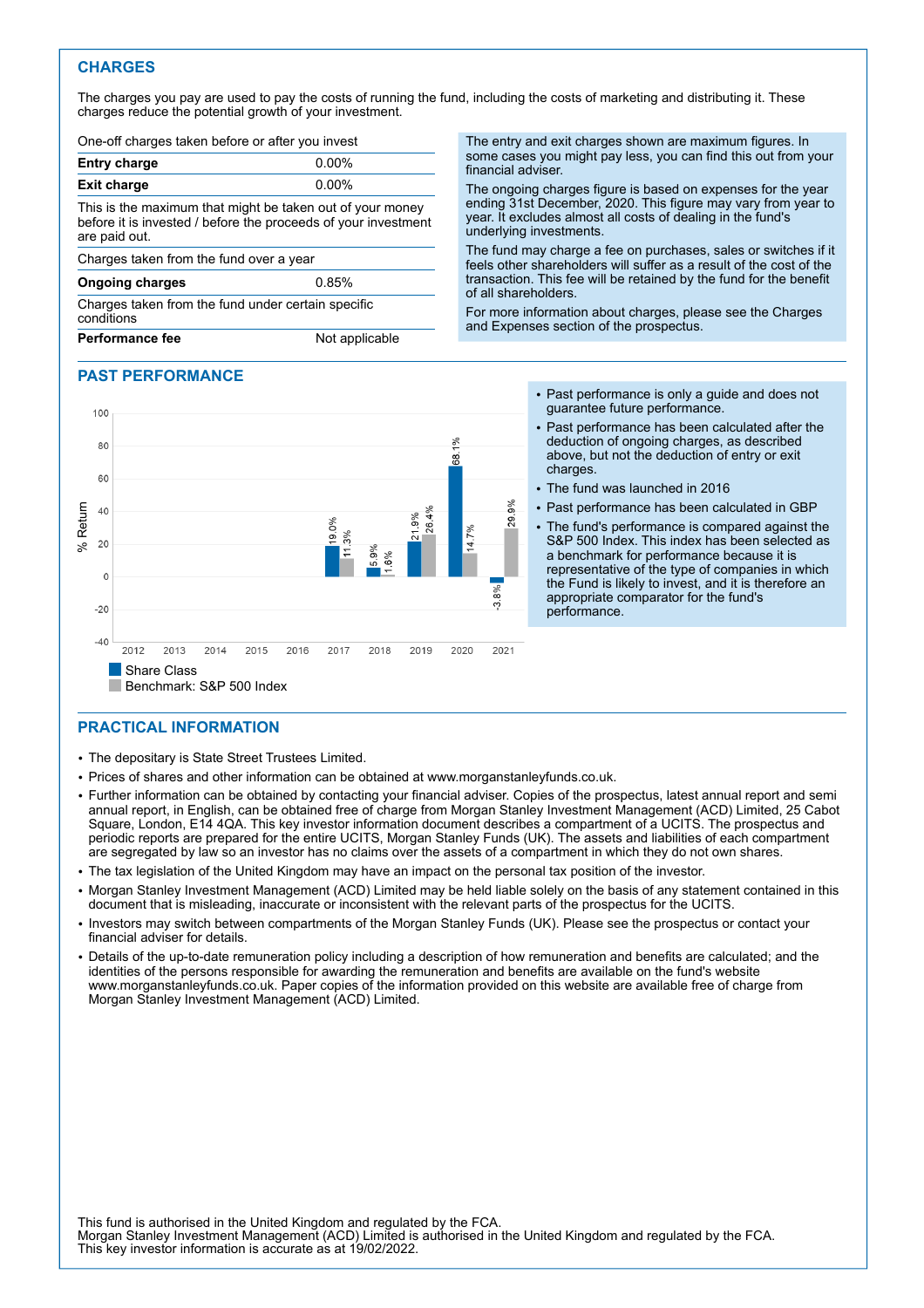## CHARGES

The charges you pay are used to pay the costs of running the fund, including the costs of marketing and distributing it. These charges reduce the potential growth of your investment.

| One-off charges taken before or after you invest | |
|---|---|
| **Entry charge** | 0.00% |
| **Exit charge** | 0.00% |
| This is the maximum that might be taken out of your money before it is invested / before the proceeds of your investment are paid out. | |
| Charges taken from the fund over a year | |
| **Ongoing charges** | 0.85% |
| Charges taken from the fund under certain specific conditions | |
| **Performance fee** | Not applicable |

The entry and exit charges shown are maximum figures. In some cases you might pay less, you can find this out from your financial adviser.

The ongoing charges figure is based on expenses for the year ending 31st December, 2020. This figure may vary from year to year. It excludes almost all costs of dealing in the fund's underlying investments.

The fund may charge a fee on purchases, sales or switches if it feels other shareholders will suffer as a result of the cost of the transaction. This fee will be retained by the fund for the benefit of all shareholders.

For more information about charges, please see the Charges and Expenses section of the prospectus.

## PAST PERFORMANCE

% Return

100, 80, 60, 40, 20, 0, -20, -40

2012 2013 2014 2015 2016 2017 2018 2019 2020 2021

19.0% 11.3% 5.9% 1.6% 21.9% 26.4% 68.1% 14.7% -3.8% 29.9%

Share Class

Benchmark: S&P 500 Index

- Past performance is only a guide and does not guarantee future performance.
- Past performance has been calculated after the deduction of ongoing charges, as described above, but not the deduction of entry or exit charges.
- The fund was launched in 2016
- Past performance has been calculated in GBP
- The fund's performance is compared against the S&P 500 Index. This index has been selected as a benchmark for performance because it is representative of the type of companies in which the Fund is likely to invest, and it is therefore an appropriate comparator for the fund's performance.

## PRACTICAL INFORMATION

- The depositary is State Street Trustees Limited.
- Prices of shares and other information can be obtained at www.morganstanleyfunds.co.uk.
- Further information can be obtained by contacting your financial adviser. Copies of the prospectus, latest annual report and semi annual report, in English, can be obtained free of charge from Morgan Stanley Investment Management (ACD) Limited, 25 Cabot Square, London, E14 4QA. This key investor information document describes a compartment of a UCITS. The prospectus and periodic reports are prepared for the entire UCITS, Morgan Stanley Funds (UK). The assets and liabilities of each compartment are segregated by law so an investor has no claims over the assets of a compartment in which they do not own shares.
- The tax legislation of the United Kingdom may have an impact on the personal tax position of the investor.
- Morgan Stanley Investment Management (ACD) Limited may be held liable solely on the basis of any statement contained in this document that is misleading, inaccurate or inconsistent with the relevant parts of the prospectus for the UCITS.
- Investors may switch between compartments of the Morgan Stanley Funds (UK). Please see the prospectus or contact your financial adviser for details.
- Details of the up-to-date remuneration policy including a description of how remuneration and benefits are calculated; and the identities of the persons responsible for awarding the remuneration and benefits are available on the fund's website www.morganstanleyfunds.co.uk. Paper copies of the information provided on this website are available free of charge from Morgan Stanley Investment Management (ACD) Limited.

This fund is authorised in the United Kingdom and regulated by the FCA.
Morgan Stanley Investment Management (ACD) Limited is authorised in the United Kingdom and regulated by the FCA.
This key investor information is accurate as at 19/02/2022.